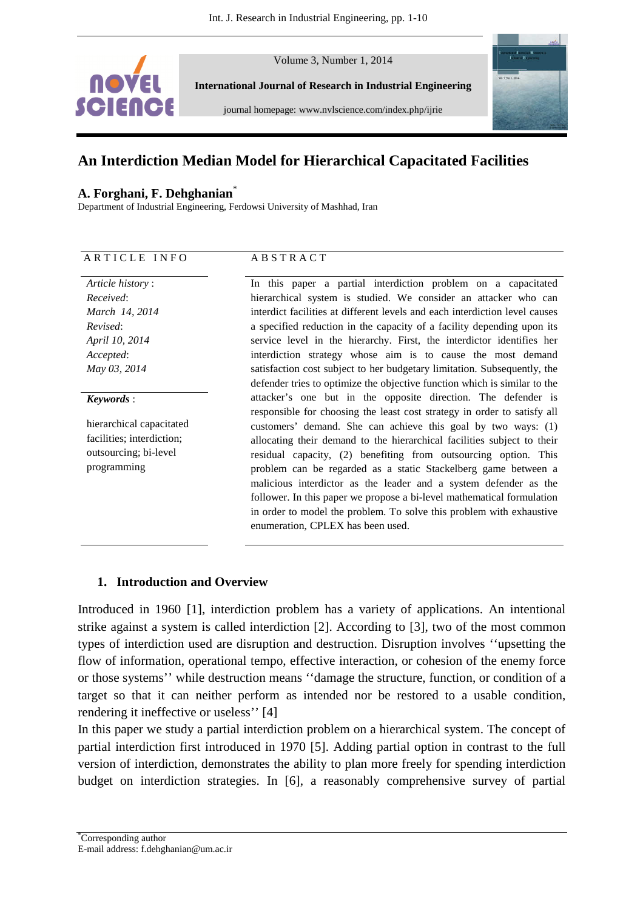# An Interdiction Median Model for Hierarchical Capacitated Facilities

**A. Forghani, F. Dehghanian[*]**

Department of Industrial Engineering, Ferdowsi University of Mashhad, Iran

**ARTICLE INFO**

*Article history* :
*Received*:
*March 14, 2014*
*Revised*:
*April 10, 2014*
*Accepted*:
*May 03, 2014*

***Keywords*** :

hierarchical capacitated facilities; interdiction; outsourcing; bi-level programming

**ABSTRACT**

In this paper a partial interdiction problem on a capacitated hierarchical system is studied. We consider an attacker who can interdict facilities at different levels and each interdiction level causes a specified reduction in the capacity of a facility depending upon its service level in the hierarchy. First, the interdictor identifies her interdiction strategy whose aim is to cause the most demand satisfaction cost subject to her budgetary limitation. Subsequently, the defender tries to optimize the objective function which is similar to the attacker's one but in the opposite direction. The defender is responsible for choosing the least cost strategy in order to satisfy all customers' demand. She can achieve this goal by two ways: (1) allocating their demand to the hierarchical facilities subject to their residual capacity, (2) benefiting from outsourcing option. This problem can be regarded as a static Stackelberg game between a malicious interdictor as the leader and a system defender as the follower. In this paper we propose a bi-level mathematical formulation in order to model the problem. To solve this problem with exhaustive enumeration, CPLEX has been used.

## 1. Introduction and Overview

Introduced in 1960 [1], interdiction problem has a variety of applications. An intentional strike against a system is called interdiction [2]. According to [3], two of the most common types of interdiction used are disruption and destruction. Disruption involves ''upsetting the flow of information, operational tempo, effective interaction, or cohesion of the enemy force or those systems'' while destruction means ''damage the structure, function, or condition of a target so that it can neither perform as intended nor be restored to a usable condition, rendering it ineffective or useless'' [4]

In this paper we study a partial interdiction problem on a hierarchical system. The concept of partial interdiction first introduced in 1970 [5]. Adding partial option in contrast to the full version of interdiction, demonstrates the ability to plan more freely for spending interdiction budget on interdiction strategies. In [6], a reasonably comprehensive survey of partial

---

[*]Corresponding author
E-mail address: f.dehghanian@um.ac.ir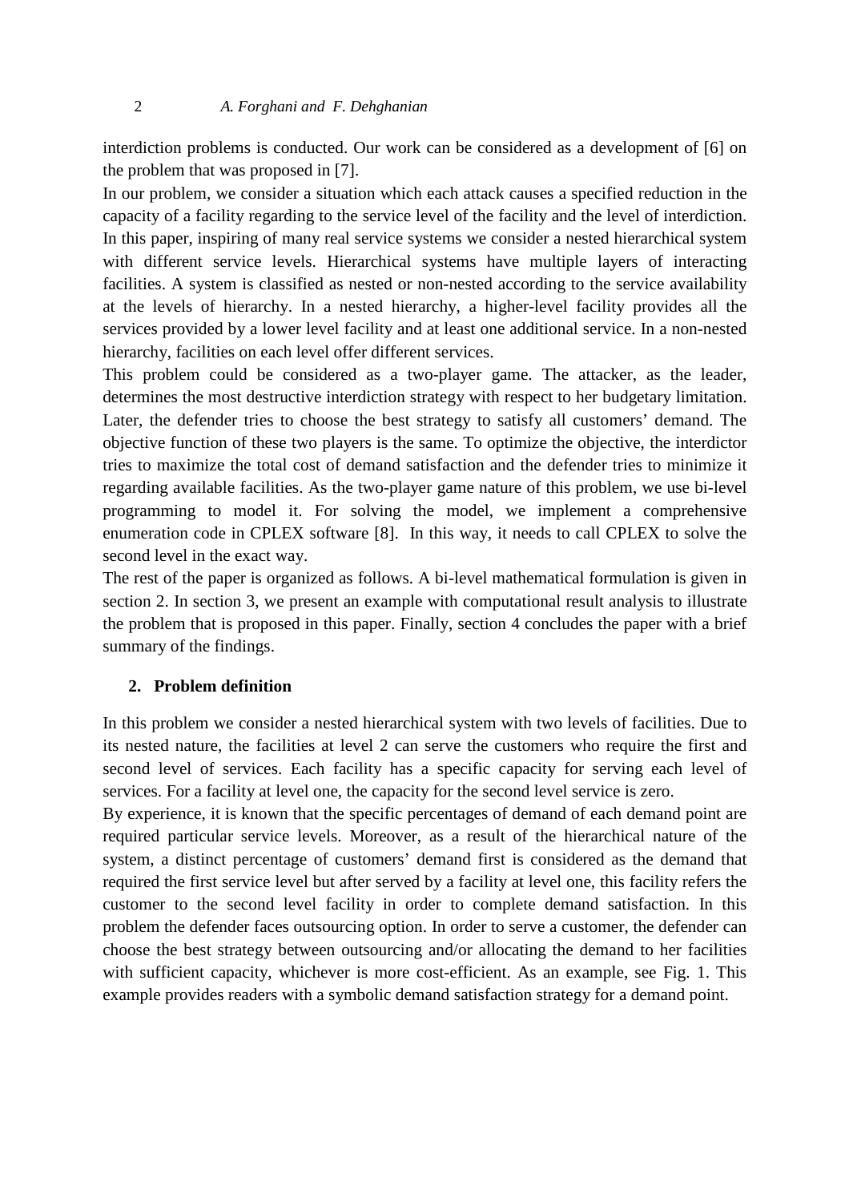interdiction problems is conducted. Our work can be considered as a development of [6] on the problem that was proposed in [7].

In our problem, we consider a situation which each attack causes a specified reduction in the capacity of a facility regarding to the service level of the facility and the level of interdiction. In this paper, inspiring of many real service systems we consider a nested hierarchical system with different service levels. Hierarchical systems have multiple layers of interacting facilities. A system is classified as nested or non-nested according to the service availability at the levels of hierarchy. In a nested hierarchy, a higher-level facility provides all the services provided by a lower level facility and at least one additional service. In a non-nested hierarchy, facilities on each level offer different services.

This problem could be considered as a two-player game. The attacker, as the leader, determines the most destructive interdiction strategy with respect to her budgetary limitation. Later, the defender tries to choose the best strategy to satisfy all customers' demand. The objective function of these two players is the same. To optimize the objective, the interdictor tries to maximize the total cost of demand satisfaction and the defender tries to minimize it regarding available facilities. As the two-player game nature of this problem, we use bi-level programming to model it. For solving the model, we implement a comprehensive enumeration code in CPLEX software [8]. In this way, it needs to call CPLEX to solve the second level in the exact way.

The rest of the paper is organized as follows. A bi-level mathematical formulation is given in section 2. In section 3, we present an example with computational result analysis to illustrate the problem that is proposed in this paper. Finally, section 4 concludes the paper with a brief summary of the findings.

## 2. Problem definition

In this problem we consider a nested hierarchical system with two levels of facilities. Due to its nested nature, the facilities at level 2 can serve the customers who require the first and second level of services. Each facility has a specific capacity for serving each level of services. For a facility at level one, the capacity for the second level service is zero.

By experience, it is known that the specific percentages of demand of each demand point are required particular service levels. Moreover, as a result of the hierarchical nature of the system, a distinct percentage of customers' demand first is considered as the demand that required the first service level but after served by a facility at level one, this facility refers the customer to the second level facility in order to complete demand satisfaction. In this problem the defender faces outsourcing option. In order to serve a customer, the defender can choose the best strategy between outsourcing and/or allocating the demand to her facilities with sufficient capacity, whichever is more cost-efficient. As an example, see Fig. 1. This example provides readers with a symbolic demand satisfaction strategy for a demand point.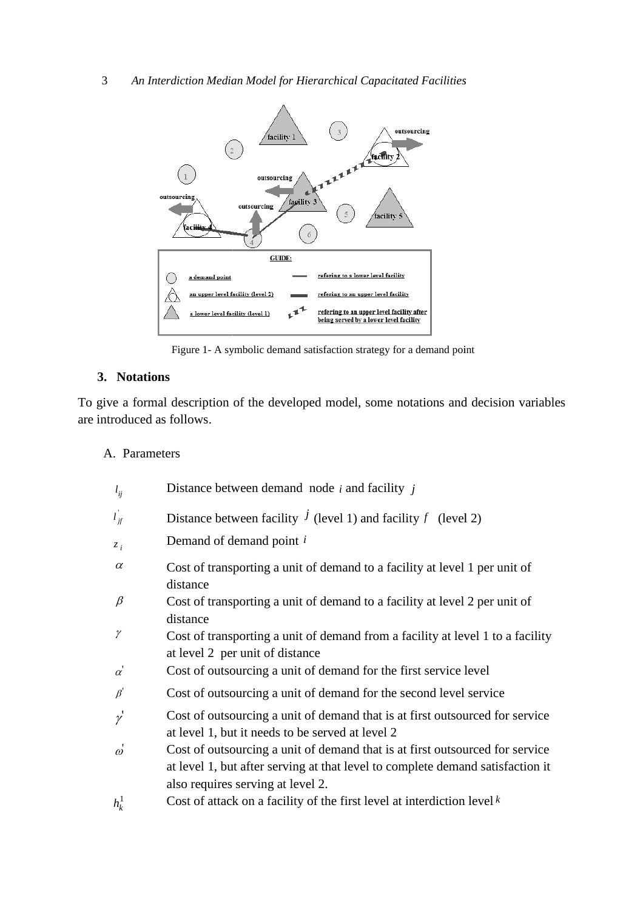Figure 1- A symbolic demand satisfaction strategy for a demand point

## 3. Notations

To give a formal description of the developed model, some notations and decision variables are introduced as follows.

### A. Parameters

| | |
|---|---|
| $l_{ij}$ | Distance between demand node $i$ and facility $j$ |
| $l'_{jf}$ | Distance between facility $j$ (level 1) and facility $f$ (level 2) |
| $z_i$ | Demand of demand point $i$ |
| $\alpha$ | Cost of transporting a unit of demand to a facility at level 1 per unit of distance |
| $\beta$ | Cost of transporting a unit of demand to a facility at level 2 per unit of distance |
| $\gamma$ | Cost of transporting a unit of demand from a facility at level 1 to a facility at level 2 per unit of distance |
| $\alpha'$ | Cost of outsourcing a unit of demand for the first service level |
| $\beta'$ | Cost of outsourcing a unit of demand for the second level service |
| $\gamma'$ | Cost of outsourcing a unit of demand that is at first outsourced for service at level 1, but it needs to be served at level 2 |
| $\omega'$ | Cost of outsourcing a unit of demand that is at first outsourced for service at level 1, but after serving at that level to complete demand satisfaction it also requires serving at level 2. |
| $h_k^1$ | Cost of attack on a facility of the first level at interdiction level $k$ |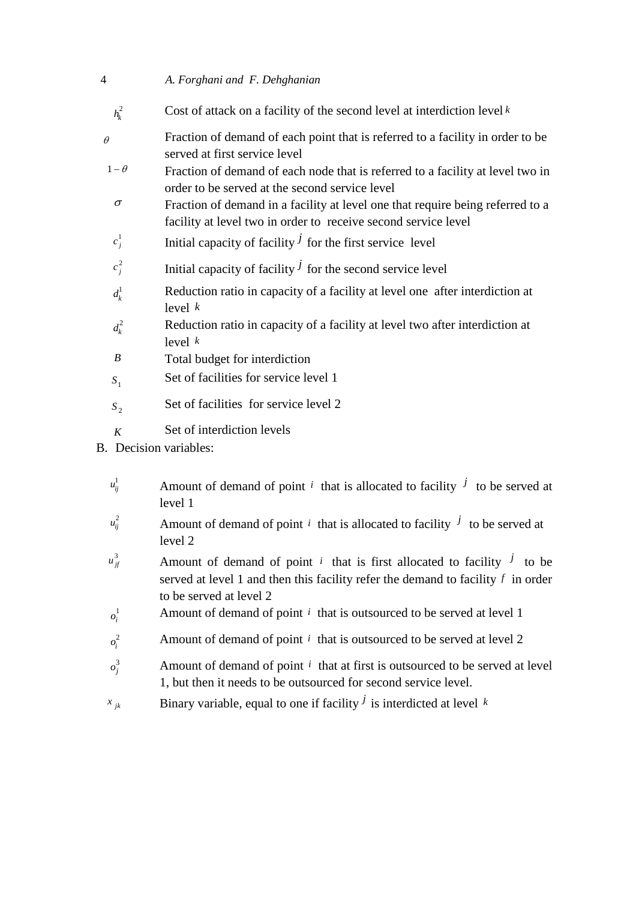| | |
|---|---|
| $h_k^2$ | Cost of attack on a facility of the second level at interdiction level $k$ |
| $\theta$ | Fraction of demand of each point that is referred to a facility in order to be served at first service level |
| $1-\theta$ | Fraction of demand of each node that is referred to a facility at level two in order to be served at the second service level |
| $\sigma$ | Fraction of demand in a facility at level one that require being referred to a facility at level two in order to receive second service level |
| $c_j^1$ | Initial capacity of facility $j$ for the first service level |
| $c_j^2$ | Initial capacity of facility $j$ for the second service level |
| $d_k^1$ | Reduction ratio in capacity of a facility at level one after interdiction at level $k$ |
| $d_k^2$ | Reduction ratio in capacity of a facility at level two after interdiction at level $k$ |
| $B$ | Total budget for interdiction |
| $S_1$ | Set of facilities for service level 1 |
| $S_2$ | Set of facilities for service level 2 |
| $K$ | Set of interdiction levels |

B. Decision variables:

| | |
|---|---|
| $u_{ij}^1$ | Amount of demand of point $i$ that is allocated to facility $j$ to be served at level 1 |
| $u_{ij}^2$ | Amount of demand of point $i$ that is allocated to facility $j$ to be served at level 2 |
| $u_{jf}^3$ | Amount of demand of point $i$ that is first allocated to facility $j$ to be served at level 1 and then this facility refer the demand to facility $f$ in order to be served at level 2 |
| $o_i^1$ | Amount of demand of point $i$ that is outsourced to be served at level 1 |
| $o_i^2$ | Amount of demand of point $i$ that is outsourced to be served at level 2 |
| $o_j^3$ | Amount of demand of point $i$ that at first is outsourced to be served at level 1, but then it needs to be outsourced for second service level. |
| $x_{jk}$ | Binary variable, equal to one if facility $j$ is interdicted at level $k$ |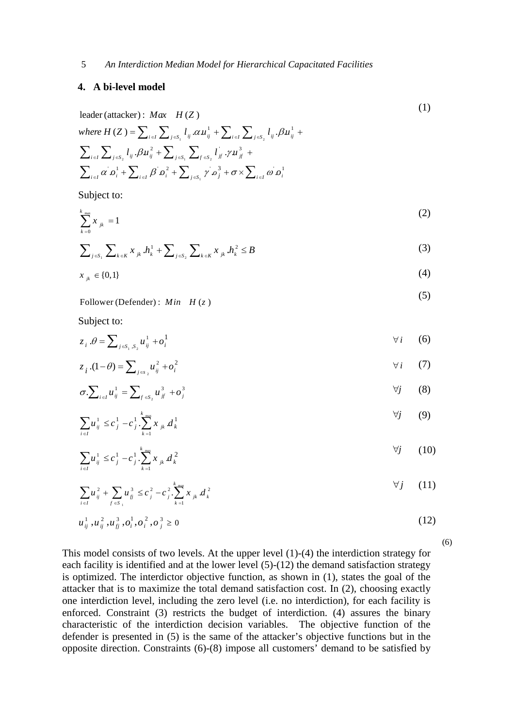## 4. A bi-level model

$$\text{leader (attacker)}: \; Max \quad H(Z) \tag{1}$$

$$\text{where } H(Z) = \sum_{i\in I}\sum_{j\in S_1} l_{ij}.\alpha.u_{ij}^1 + \sum_{i\in I}\sum_{j\in S_2} l_{ij}.\beta.u_{ij}^1 +$$
$$\sum_{i\in I}\sum_{j\in S_2} l_{ij}.\beta.u_{ij}^2 + \sum_{j\in S_1}\sum_{f\in S_2} l_{jf}^{'}.\gamma.u_{jf}^3 +$$
$$\sum_{i\in I}\alpha^{'}.o_i^1 + \sum_{i\in I}\beta^{'}.o_i^2 + \sum_{j\in S_1}\gamma^{'}.o_j^3 + \sigma\times\sum_{i\in I}\omega^{'}.o_i^1$$

Subject to:

$$\sum_{k=0}^{k_{max}} x_{jk} = 1 \tag{2}$$

$$\sum_{j\in S_1}\sum_{k\in K} x_{jk}.h_k^1 + \sum_{j\in S_2}\sum_{k\in K} x_{jk}.h_k^2 \le B \tag{3}$$

$$x_{jk} \in \{0,1\} \tag{4}$$

$$\text{Follower (Defender)}: \; Min \quad H(z) \tag{5}$$

Subject to:

$$z_i.\theta = \sum_{j\in S_1,S_2} u_{ij}^1 + o_i^1 \qquad \forall i \tag{6}$$

$$z_i.(1-\theta) = \sum_{j\in s_2} u_{ij}^2 + o_i^2 \qquad \forall i \tag{7}$$

$$\sigma.\sum_{i\in I} u_{ij}^1 = \sum_{f\in S_2} u_{jf}^3 + o_j^3 \qquad \forall j \tag{8}$$

$$\sum_{i\in I} u_{ij}^1 \le c_j^1 - c_j^1.\sum_{k=1}^{k_{max}} x_{jk}.d_k^1 \qquad \forall j \tag{9}$$

$$\sum_{i\in I} u_{ij}^1 \le c_j^1 - c_j^1.\sum_{k=1}^{k_{max}} x_{jk}.d_k^2 \qquad \forall j \tag{10}$$

$$\sum_{i\in I} u_{ij}^2 + \sum_{f\in S_1} u_{fj}^3 \le c_j^2 - c_j^2.\sum_{k=1}^{k_{max}} x_{jk}.d_k^2 \qquad \forall j \tag{11}$$

$$u_{ij}^1, u_{ij}^2, u_{fj}^3, o_i^1, o_i^2, o_j^3 \ge 0 \tag{12}$$

(6)

This model consists of two levels. At the upper level (1)-(4) the interdiction strategy for each facility is identified and at the lower level (5)-(12) the demand satisfaction strategy is optimized. The interdictor objective function, as shown in (1), states the goal of the attacker that is to maximize the total demand satisfaction cost. In (2), choosing exactly one interdiction level, including the zero level (i.e. no interdiction), for each facility is enforced. Constraint (3) restricts the budget of interdiction. (4) assures the binary characteristic of the interdiction decision variables. The objective function of the defender is presented in (5) is the same of the attacker's objective functions but in the opposite direction. Constraints (6)-(8) impose all customers' demand to be satisfied by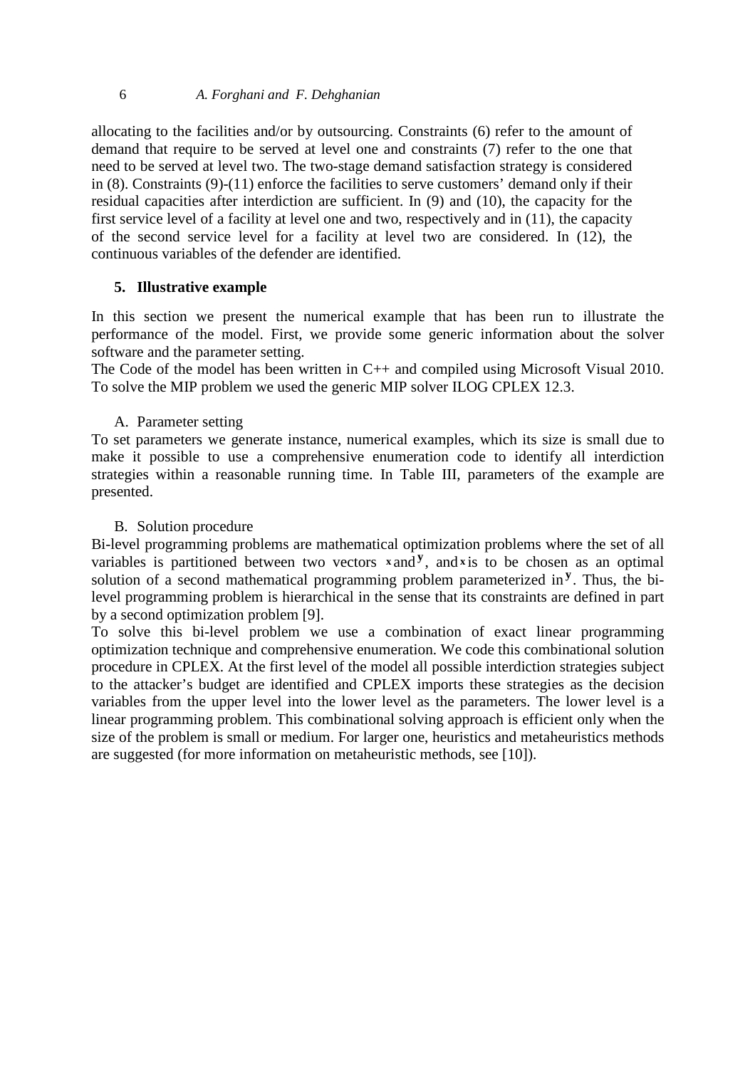allocating to the facilities and/or by outsourcing. Constraints (6) refer to the amount of demand that require to be served at level one and constraints (7) refer to the one that need to be served at level two. The two-stage demand satisfaction strategy is considered in (8). Constraints (9)-(11) enforce the facilities to serve customers' demand only if their residual capacities after interdiction are sufficient. In (9) and (10), the capacity for the first service level of a facility at level one and two, respectively and in (11), the capacity of the second service level for a facility at level two are considered. In (12), the continuous variables of the defender are identified.

## 5. Illustrative example

In this section we present the numerical example that has been run to illustrate the performance of the model. First, we provide some generic information about the solver software and the parameter setting.

The Code of the model has been written in C++ and compiled using Microsoft Visual 2010. To solve the MIP problem we used the generic MIP solver ILOG CPLEX 12.3.

### A. Parameter setting

To set parameters we generate instance, numerical examples, which its size is small due to make it possible to use a comprehensive enumeration code to identify all interdiction strategies within a reasonable running time. In Table III, parameters of the example are presented.

### B. Solution procedure

Bi-level programming problems are mathematical optimization problems where the set of all variables is partitioned between two vectors $x$ and $y$, and $x$ is to be chosen as an optimal solution of a second mathematical programming problem parameterized in $y$. Thus, the bi-level programming problem is hierarchical in the sense that its constraints are defined in part by a second optimization problem [9].

To solve this bi-level problem we use a combination of exact linear programming optimization technique and comprehensive enumeration. We code this combinational solution procedure in CPLEX. At the first level of the model all possible interdiction strategies subject to the attacker's budget are identified and CPLEX imports these strategies as the decision variables from the upper level into the lower level as the parameters. The lower level is a linear programming problem. This combinational solving approach is efficient only when the size of the problem is small or medium. For larger one, heuristics and metaheuristics methods are suggested (for more information on metaheuristic methods, see [10]).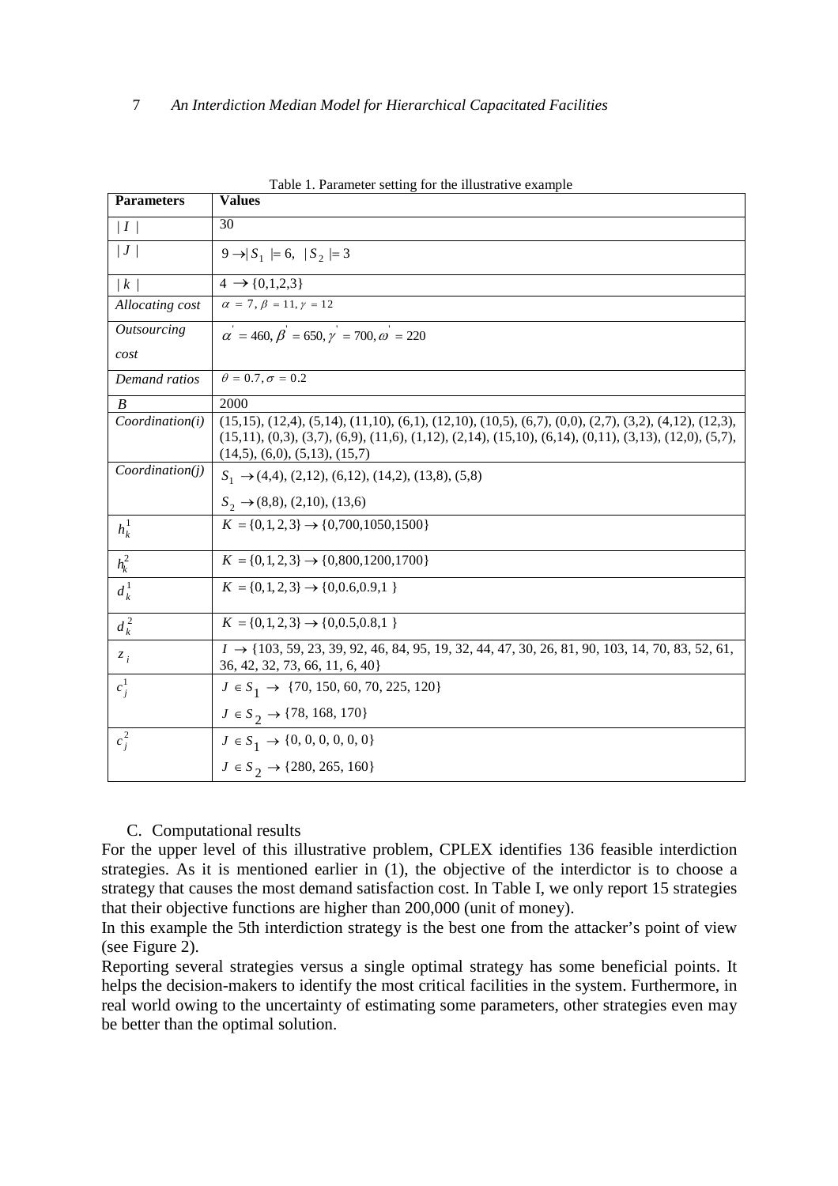Table 1. Parameter setting for the illustrative example

| **Parameters** | **Values** |
| --- | --- |
| $\mid I \mid$ | 30 |
| $\mid J \mid$ | $9 \rightarrow \mid S_1 \mid = 6, \;\; \mid S_2 \mid = 3$ |
| $\mid k \mid$ | $4 \rightarrow \{0,1,2,3\}$ |
| *Allocating cost* | $\alpha = 7, \beta = 11, \gamma = 12$ |
| *Outsourcing cost* | $\alpha^{'} = 460, \beta^{'} = 650, \gamma^{'} = 700, \omega^{'} = 220$ |
| *Demand ratios* | $\theta = 0.7, \sigma = 0.2$ |
| *B* | 2000 |
| *Coordination(i)* | (15,15), (12,4), (5,14), (11,10), (6,1), (12,10), (10,5), (6,7), (0,0), (2,7), (3,2), (4,12), (12,3), (15,11), (0,3), (3,7), (6,9), (11,6), (1,12), (2,14), (15,10), (6,14), (0,11), (3,13), (12,0), (5,7), (14,5), (6,0), (5,13), (15,7) |
| *Coordination(j)* | $S_1 \rightarrow$ (4,4), (2,12), (6,12), (14,2), (13,8), (5,8) <br> $S_2 \rightarrow$ (8,8), (2,10), (13,6) |
| $h_k^1$ | $K = \{0,1,2,3\} \rightarrow \{0,700,1050,1500\}$ |
| $h_k^2$ | $K = \{0,1,2,3\} \rightarrow \{0,800,1200,1700\}$ |
| $d_k^1$ | $K = \{0,1,2,3\} \rightarrow \{0,0.6,0.9,1\}$ |
| $d_k^2$ | $K = \{0,1,2,3\} \rightarrow \{0,0.5,0.8,1\}$ |
| $z_i$ | $I \rightarrow$ {103, 59, 23, 39, 92, 46, 84, 95, 19, 32, 44, 47, 30, 26, 81, 90, 103, 14, 70, 83, 52, 61, 36, 42, 32, 73, 66, 11, 6, 40} |
| $c_j^1$ | $J \in S_1 \rightarrow$ {70, 150, 60, 70, 225, 120} <br> $J \in S_2 \rightarrow$ {78, 168, 170} |
| $c_j^2$ | $J \in S_1 \rightarrow$ {0, 0, 0, 0, 0, 0} <br> $J \in S_2 \rightarrow$ {280, 265, 160} |

C. Computational results

For the upper level of this illustrative problem, CPLEX identifies 136 feasible interdiction strategies. As it is mentioned earlier in (1), the objective of the interdictor is to choose a strategy that causes the most demand satisfaction cost. In Table I, we only report 15 strategies that their objective functions are higher than 200,000 (unit of money).

In this example the 5th interdiction strategy is the best one from the attacker's point of view (see Figure 2).

Reporting several strategies versus a single optimal strategy has some beneficial points. It helps the decision-makers to identify the most critical facilities in the system. Furthermore, in real world owing to the uncertainty of estimating some parameters, other strategies even may be better than the optimal solution.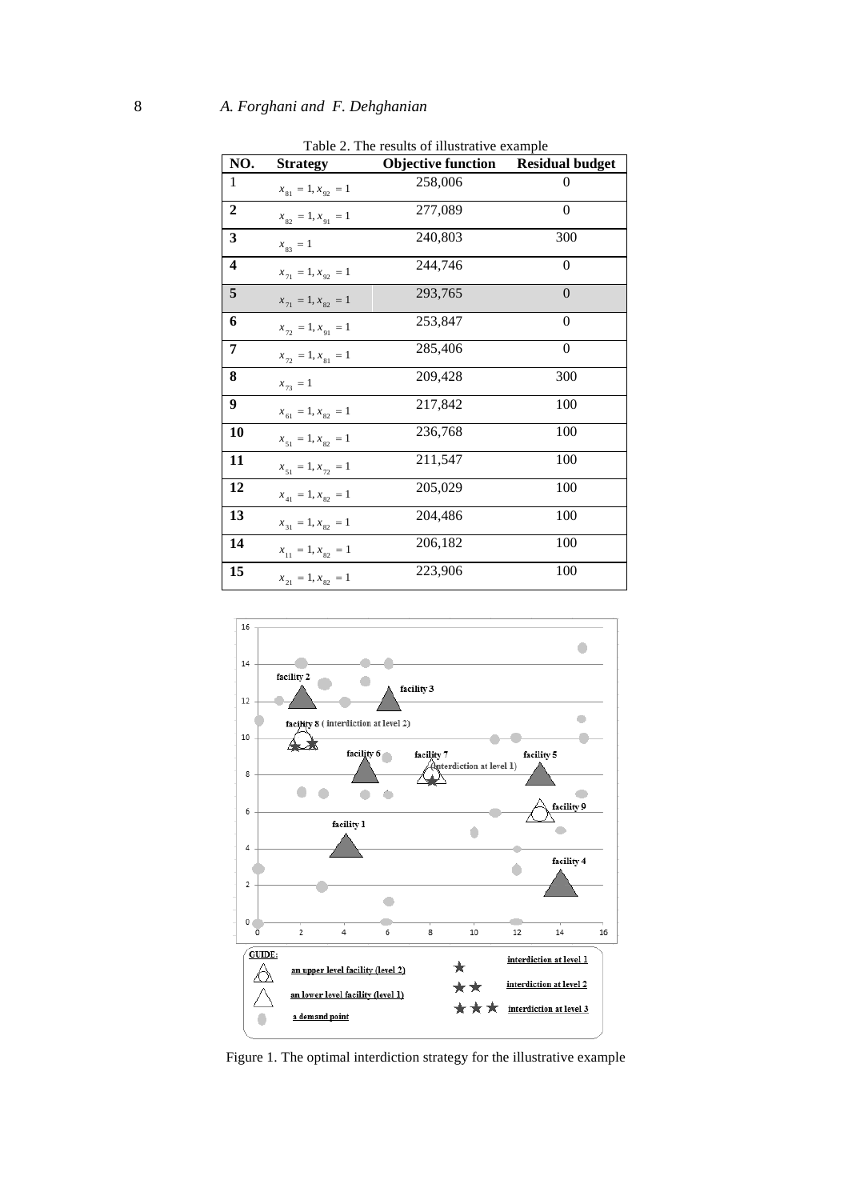Table 2. The results of illustrative example

| NO. | Strategy | Objective function | Residual budget |
|---|---|---|---|
| 1 | $x_{81}=1, x_{92}=1$ | 258,006 | 0 |
| 2 | $x_{82}=1, x_{91}=1$ | 277,089 | 0 |
| 3 | $x_{83}=1$ | 240,803 | 300 |
| 4 | $x_{71}=1, x_{92}=1$ | 244,746 | 0 |
| 5 | $x_{71}=1, x_{82}=1$ | 293,765 | 0 |
| 6 | $x_{72}=1, x_{91}=1$ | 253,847 | 0 |
| 7 | $x_{72}=1, x_{81}=1$ | 285,406 | 0 |
| 8 | $x_{73}=1$ | 209,428 | 300 |
| 9 | $x_{61}=1, x_{82}=1$ | 217,842 | 100 |
| 10 | $x_{51}=1, x_{82}=1$ | 236,768 | 100 |
| 11 | $x_{51}=1, x_{72}=1$ | 211,547 | 100 |
| 12 | $x_{41}=1, x_{82}=1$ | 205,029 | 100 |
| 13 | $x_{31}=1, x_{82}=1$ | 204,486 | 100 |
| 14 | $x_{11}=1, x_{82}=1$ | 206,182 | 100 |
| 15 | $x_{21}=1, x_{82}=1$ | 223,906 | 100 |

Figure 1. The optimal interdiction strategy for the illustrative example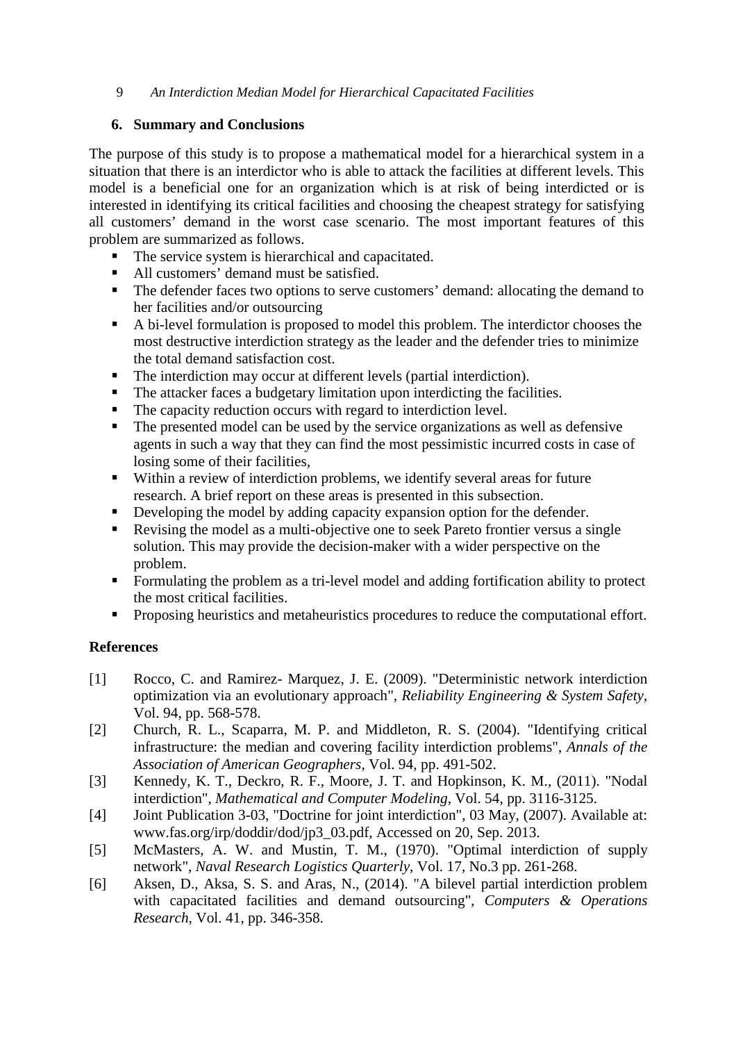## 6. Summary and Conclusions

The purpose of this study is to propose a mathematical model for a hierarchical system in a situation that there is an interdictor who is able to attack the facilities at different levels. This model is a beneficial one for an organization which is at risk of being interdicted or is interested in identifying its critical facilities and choosing the cheapest strategy for satisfying all customers' demand in the worst case scenario. The most important features of this problem are summarized as follows.

- The service system is hierarchical and capacitated.
- All customers' demand must be satisfied.
- The defender faces two options to serve customers' demand: allocating the demand to her facilities and/or outsourcing
- A bi-level formulation is proposed to model this problem. The interdictor chooses the most destructive interdiction strategy as the leader and the defender tries to minimize the total demand satisfaction cost.
- The interdiction may occur at different levels (partial interdiction).
- The attacker faces a budgetary limitation upon interdicting the facilities.
- The capacity reduction occurs with regard to interdiction level.
- The presented model can be used by the service organizations as well as defensive agents in such a way that they can find the most pessimistic incurred costs in case of losing some of their facilities,
- Within a review of interdiction problems, we identify several areas for future research. A brief report on these areas is presented in this subsection.
- Developing the model by adding capacity expansion option for the defender.
- Revising the model as a multi-objective one to seek Pareto frontier versus a single solution. This may provide the decision-maker with a wider perspective on the problem.
- Formulating the problem as a tri-level model and adding fortification ability to protect the most critical facilities.
- Proposing heuristics and metaheuristics procedures to reduce the computational effort.

## References

[1] Rocco, C. and Ramirez- Marquez, J. E. (2009). "Deterministic network interdiction optimization via an evolutionary approach", *Reliability Engineering & System Safety*, Vol. 94, pp. 568-578.

[2] Church, R. L., Scaparra, M. P. and Middleton, R. S. (2004). "Identifying critical infrastructure: the median and covering facility interdiction problems", *Annals of the Association of American Geographers*, Vol. 94, pp. 491-502.

[3] Kennedy, K. T., Deckro, R. F., Moore, J. T. and Hopkinson, K. M., (2011). "Nodal interdiction", *Mathematical and Computer Modeling*, Vol. 54, pp. 3116-3125.

[4] Joint Publication 3-03, "Doctrine for joint interdiction", 03 May, (2007). Available at: www.fas.org/irp/doddir/dod/jp3_03.pdf, Accessed on 20, Sep. 2013.

[5] McMasters, A. W. and Mustin, T. M., (1970). "Optimal interdiction of supply network", *Naval Research Logistics Quarterly*, Vol. 17, No.3 pp. 261-268.

[6] Aksen, D., Aksa, S. S. and Aras, N., (2014). "A bilevel partial interdiction problem with capacitated facilities and demand outsourcing", *Computers & Operations Research*, Vol. 41, pp. 346-358.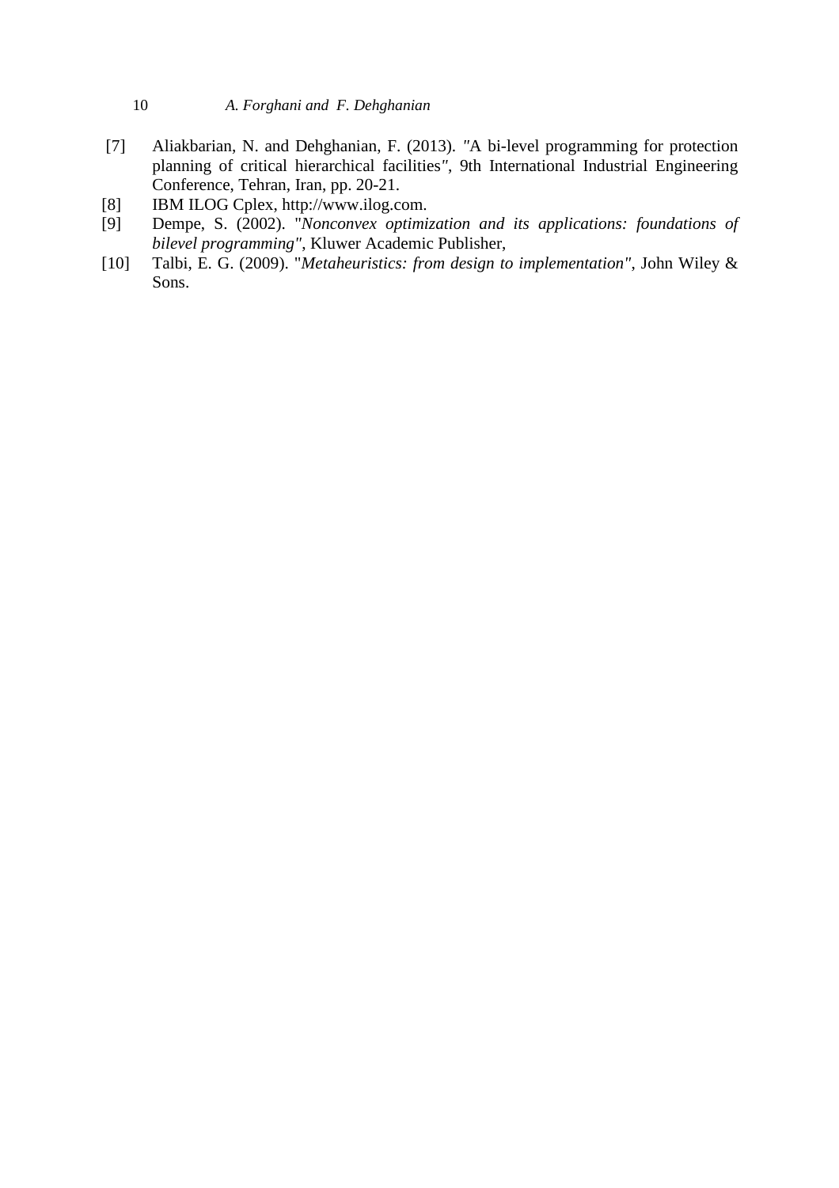[7] Aliakbarian, N. and Dehghanian, F. (2013). "A bi-level programming for protection planning of critical hierarchical facilities", 9th International Industrial Engineering Conference, Tehran, Iran, pp. 20-21.

[8] IBM ILOG Cplex, http://www.ilog.com.

[9] Dempe, S. (2002). "*Nonconvex optimization and its applications: foundations of bilevel programming*", Kluwer Academic Publisher,

[10] Talbi, E. G. (2009). "*Metaheuristics: from design to implementation*", John Wiley & Sons.